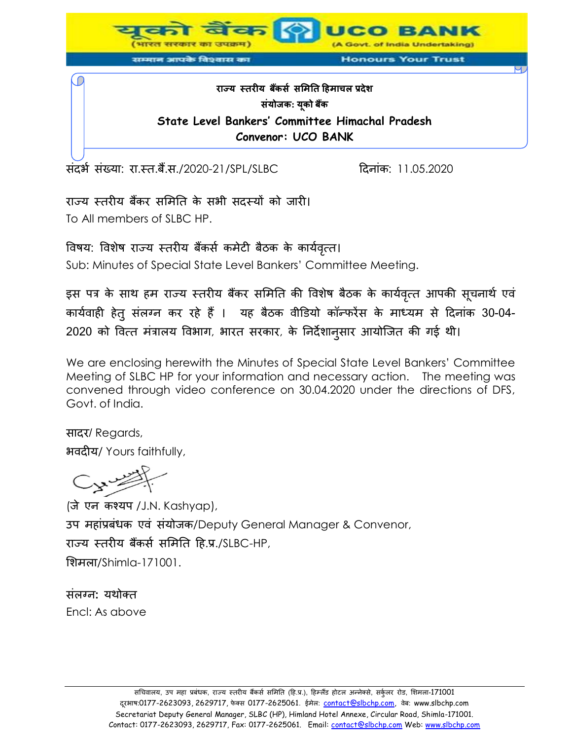यूको बैंक (भारत सरकार का उपक्रम) UCO BANK (A Govt. of India Undertaking)

सम्मान आपके विश्वास का — Honours Your Trust

**राज्य स्तरीय बैंकर्स समिति हिमाचल प्रदेश**

**संयोजक: यूको बैंक**

**State Level Bankers' Committee Himachal Pradesh**

**Convenor: UCO BANK**

संदर्भ संख्या: रा.स्त.बैं.स./2020-21/SPL/SLBC दिनांक: 11.05.2020

राज्य स्तरीय बैंकर समिति के सभी सदस्यों को जारी।
To All members of SLBC HP.

विषय: विशेष राज्य स्तरीय बैंकर्स कमेटी बैठक के कार्यवृत्त।
Sub: Minutes of Special State Level Bankers' Committee Meeting.

इस पत्र के साथ हम राज्य स्तरीय बैंकर समिति की विशेष बैठक के कार्यवृत्त आपकी सूचनार्थ एवं कार्यवाही हेतु संलग्न कर रहे हैं । यह बैठक वीडियो कॉन्फरेंस के माध्यम से दिनांक 30-04-2020 को वित्त मंत्रालय विभाग, भारत सरकार, के निर्देशानुसार आयोजित की गई थी।

We are enclosing herewith the Minutes of Special State Level Bankers' Committee Meeting of SLBC HP for your information and necessary action. The meeting was convened through video conference on 30.04.2020 under the directions of DFS, Govt. of India.

सादर/ Regards,
भवदीय/ Yours faithfully,

(जे एन कश्यप /J.N. Kashyap),
उप महांप्रबंधक एवं संयोजक/Deputy General Manager & Convenor,
राज्य स्तरीय बैंकर्स समिति हि.प्र./SLBC-HP,
शिमला/Shimla-171001.

संलग्न: यथोक्त
Encl: As above

सचिवालय, उप महा प्रबंधक, राज्य स्तरीय बैंकर्स समिति (हि.प्र.), हिम्लैंड होटल अन्नेक्से, सर्कुलर रोड, शिमला-171001
दूरभाष:0177-2623093, 2629717, फेक्स 0177-2625061. ईमेल: contact@slbchp.com, वेब: www.slbchp.com
Secretariat Deputy General Manager, SLBC (HP), Himland Hotel Annexe, Circular Road, Shimla-171001.
Contact: 0177-2623093, 2629717, Fax: 0177-2625061. Email: contact@slbchp.com Web: www.slbchp.com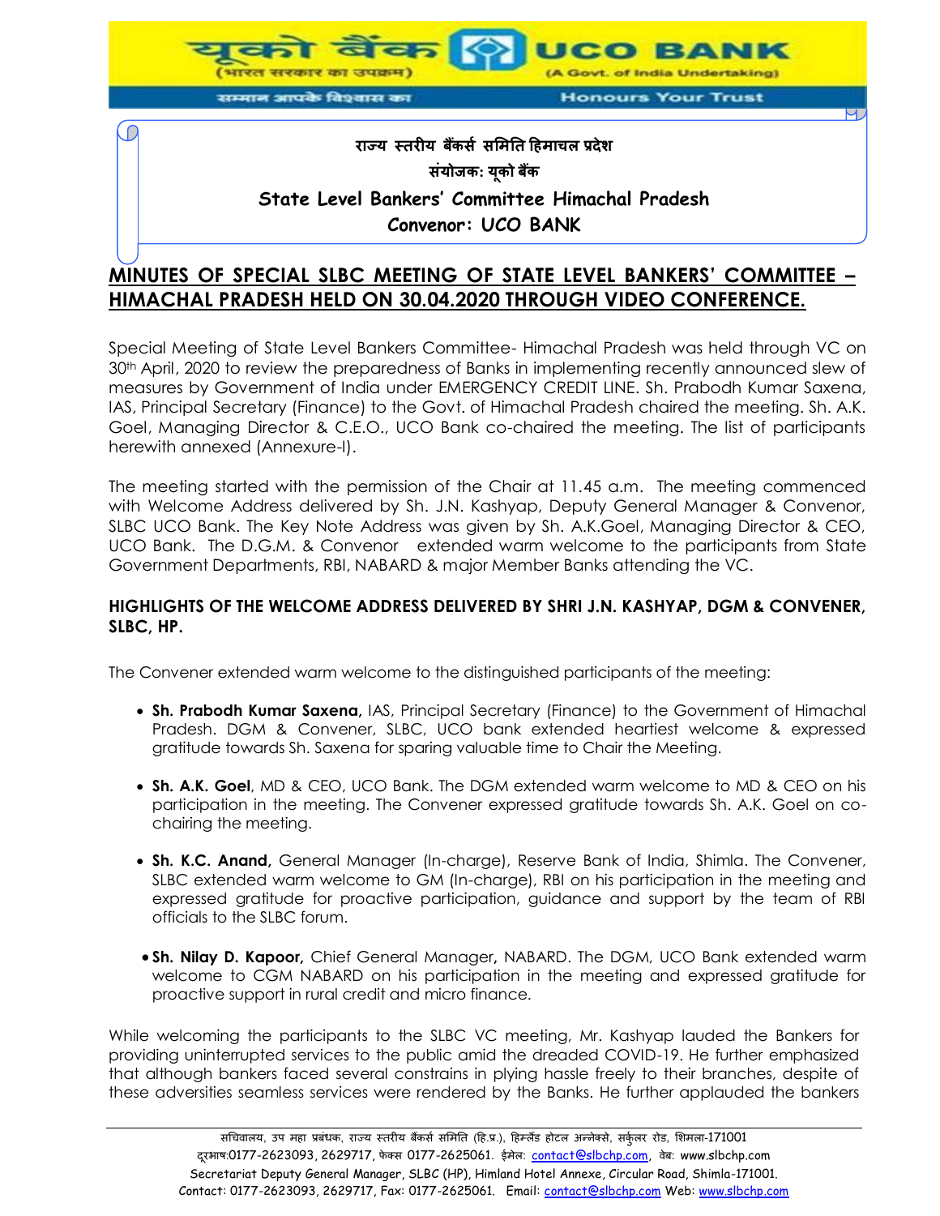राज्य स्तरीय बैंकर्स समिति हिमाचल प्रदेश

संयोजक: यूको बैंक

**State Level Bankers' Committee Himachal Pradesh**

**Convenor: UCO BANK**

# MINUTES OF SPECIAL SLBC MEETING OF STATE LEVEL BANKERS' COMMITTEE – HIMACHAL PRADESH HELD ON 30.04.2020 THROUGH VIDEO CONFERENCE.

Special Meeting of State Level Bankers Committee- Himachal Pradesh was held through VC on 30th April, 2020 to review the preparedness of Banks in implementing recently announced slew of measures by Government of India under EMERGENCY CREDIT LINE. Sh. Prabodh Kumar Saxena, IAS, Principal Secretary (Finance) to the Govt. of Himachal Pradesh chaired the meeting. Sh. A.K. Goel, Managing Director & C.E.O., UCO Bank co-chaired the meeting. The list of participants herewith annexed (Annexure-I).

The meeting started with the permission of the Chair at 11.45 a.m. The meeting commenced with Welcome Address delivered by Sh. J.N. Kashyap, Deputy General Manager & Convenor, SLBC UCO Bank. The Key Note Address was given by Sh. A.K.Goel, Managing Director & CEO, UCO Bank. The D.G.M. & Convenor extended warm welcome to the participants from State Government Departments, RBI, NABARD & major Member Banks attending the VC.

## HIGHLIGHTS OF THE WELCOME ADDRESS DELIVERED BY SHRI J.N. KASHYAP, DGM & CONVENER, SLBC, HP.

The Convener extended warm welcome to the distinguished participants of the meeting:

- **Sh. Prabodh Kumar Saxena,** IAS, Principal Secretary (Finance) to the Government of Himachal Pradesh. DGM & Convener, SLBC, UCO bank extended heartiest welcome & expressed gratitude towards Sh. Saxena for sparing valuable time to Chair the Meeting.
- **Sh. A.K. Goel**, MD & CEO, UCO Bank. The DGM extended warm welcome to MD & CEO on his participation in the meeting. The Convener expressed gratitude towards Sh. A.K. Goel on co-chairing the meeting.
- **Sh. K.C. Anand,** General Manager (In-charge), Reserve Bank of India, Shimla. The Convener, SLBC extended warm welcome to GM (In-charge), RBI on his participation in the meeting and expressed gratitude for proactive participation, guidance and support by the team of RBI officials to the SLBC forum.
- **Sh. Nilay D. Kapoor,** Chief General Manager**,** NABARD. The DGM, UCO Bank extended warm welcome to CGM NABARD on his participation in the meeting and expressed gratitude for proactive support in rural credit and micro finance.

While welcoming the participants to the SLBC VC meeting, Mr. Kashyap lauded the Bankers for providing uninterrupted services to the public amid the dreaded COVID-19. He further emphasized that although bankers faced several constrains in plying hassle freely to their branches, despite of these adversities seamless services were rendered by the Banks. He further applauded the bankers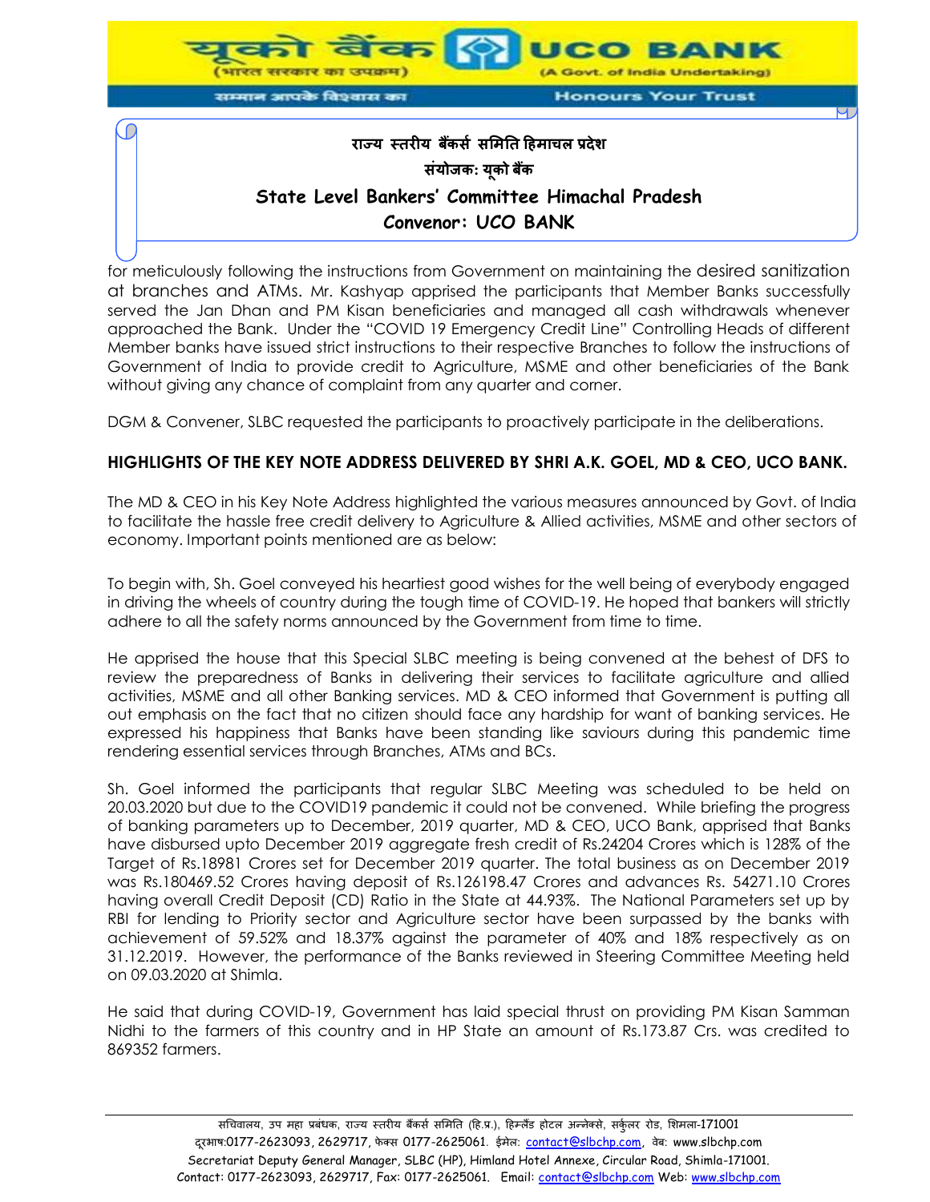for meticulously following the instructions from Government on maintaining the desired sanitization at branches and ATMs. Mr. Kashyap apprised the participants that Member Banks successfully served the Jan Dhan and PM Kisan beneficiaries and managed all cash withdrawals whenever approached the Bank. Under the "COVID 19 Emergency Credit Line" Controlling Heads of different Member banks have issued strict instructions to their respective Branches to follow the instructions of Government of India to provide credit to Agriculture, MSME and other beneficiaries of the Bank without giving any chance of complaint from any quarter and corner.

DGM & Convener, SLBC requested the participants to proactively participate in the deliberations.

**HIGHLIGHTS OF THE KEY NOTE ADDRESS DELIVERED BY SHRI A.K. GOEL, MD & CEO, UCO BANK.**

The MD & CEO in his Key Note Address highlighted the various measures announced by Govt. of India to facilitate the hassle free credit delivery to Agriculture & Allied activities, MSME and other sectors of economy. Important points mentioned are as below:

To begin with, Sh. Goel conveyed his heartiest good wishes for the well being of everybody engaged in driving the wheels of country during the tough time of COVID-19. He hoped that bankers will strictly adhere to all the safety norms announced by the Government from time to time.

He apprised the house that this Special SLBC meeting is being convened at the behest of DFS to review the preparedness of Banks in delivering their services to facilitate agriculture and allied activities, MSME and all other Banking services. MD & CEO informed that Government is putting all out emphasis on the fact that no citizen should face any hardship for want of banking services. He expressed his happiness that Banks have been standing like saviours during this pandemic time rendering essential services through Branches, ATMs and BCs.

Sh. Goel informed the participants that regular SLBC Meeting was scheduled to be held on 20.03.2020 but due to the COVID19 pandemic it could not be convened. While briefing the progress of banking parameters up to December, 2019 quarter, MD & CEO, UCO Bank, apprised that Banks have disbursed upto December 2019 aggregate fresh credit of Rs.24204 Crores which is 128% of the Target of Rs.18981 Crores set for December 2019 quarter. The total business as on December 2019 was Rs.180469.52 Crores having deposit of Rs.126198.47 Crores and advances Rs. 54271.10 Crores having overall Credit Deposit (CD) Ratio in the State at 44.93%. The National Parameters set up by RBI for lending to Priority sector and Agriculture sector have been surpassed by the banks with achievement of 59.52% and 18.37% against the parameter of 40% and 18% respectively as on 31.12.2019. However, the performance of the Banks reviewed in Steering Committee Meeting held on 09.03.2020 at Shimla.

He said that during COVID-19, Government has laid special thrust on providing PM Kisan Samman Nidhi to the farmers of this country and in HP State an amount of Rs.173.87 Crs. was credited to 869352 farmers.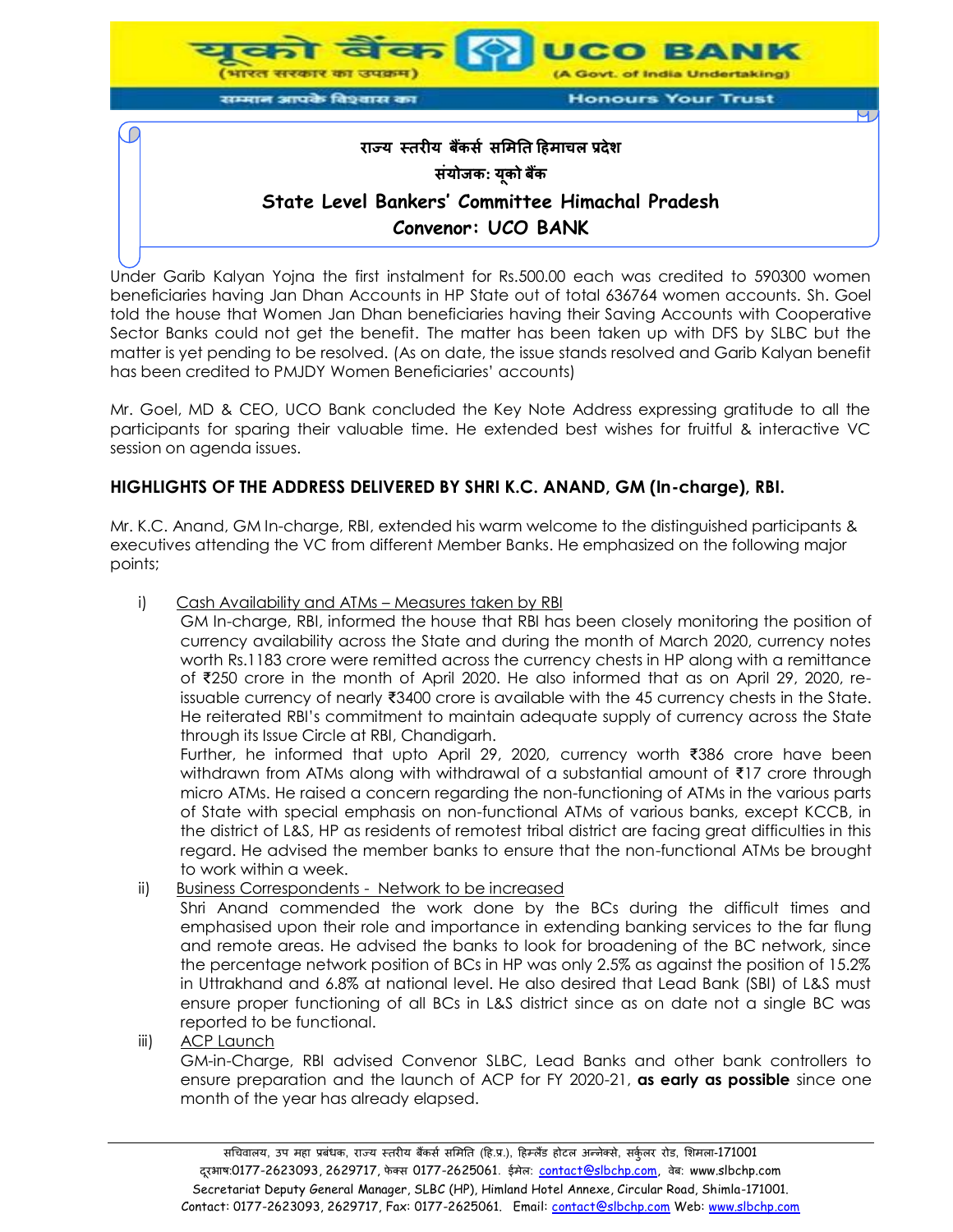Under Garib Kalyan Yojna the first instalment for Rs.500.00 each was credited to 590300 women beneficiaries having Jan Dhan Accounts in HP State out of total 636764 women accounts. Sh. Goel told the house that Women Jan Dhan beneficiaries having their Saving Accounts with Cooperative Sector Banks could not get the benefit. The matter has been taken up with DFS by SLBC but the matter is yet pending to be resolved. (As on date, the issue stands resolved and Garib Kalyan benefit has been credited to PMJDY Women Beneficiaries' accounts)

Mr. Goel, MD & CEO, UCO Bank concluded the Key Note Address expressing gratitude to all the participants for sparing their valuable time. He extended best wishes for fruitful & interactive VC session on agenda issues.

## HIGHLIGHTS OF THE ADDRESS DELIVERED BY SHRI K.C. ANAND, GM (In-charge), RBI.

Mr. K.C. Anand, GM In-charge, RBI, extended his warm welcome to the distinguished participants & executives attending the VC from different Member Banks. He emphasized on the following major points;

i) Cash Availability and ATMs – Measures taken by RBI

GM In-charge, RBI, informed the house that RBI has been closely monitoring the position of currency availability across the State and during the month of March 2020, currency notes worth Rs.1183 crore were remitted across the currency chests in HP along with a remittance of ₹250 crore in the month of April 2020. He also informed that as on April 29, 2020, re-issuable currency of nearly ₹3400 crore is available with the 45 currency chests in the State. He reiterated RBI's commitment to maintain adequate supply of currency across the State through its Issue Circle at RBI, Chandigarh.

Further, he informed that upto April 29, 2020, currency worth ₹386 crore have been withdrawn from ATMs along with withdrawal of a substantial amount of ₹17 crore through micro ATMs. He raised a concern regarding the non-functioning of ATMs in the various parts of State with special emphasis on non-functional ATMs of various banks, except KCCB, in the district of L&S, HP as residents of remotest tribal district are facing great difficulties in this regard. He advised the member banks to ensure that the non-functional ATMs be brought to work within a week.

ii) Business Correspondents - Network to be increased

Shri Anand commended the work done by the BCs during the difficult times and emphasised upon their role and importance in extending banking services to the far flung and remote areas. He advised the banks to look for broadening of the BC network, since the percentage network position of BCs in HP was only 2.5% as against the position of 15.2% in Uttrakhand and 6.8% at national level. He also desired that Lead Bank (SBI) of L&S must ensure proper functioning of all BCs in L&S district since as on date not a single BC was reported to be functional.

iii) ACP Launch

GM-in-Charge, RBI advised Convenor SLBC, Lead Banks and other bank controllers to ensure preparation and the launch of ACP for FY 2020-21, **as early as possible** since one month of the year has already elapsed.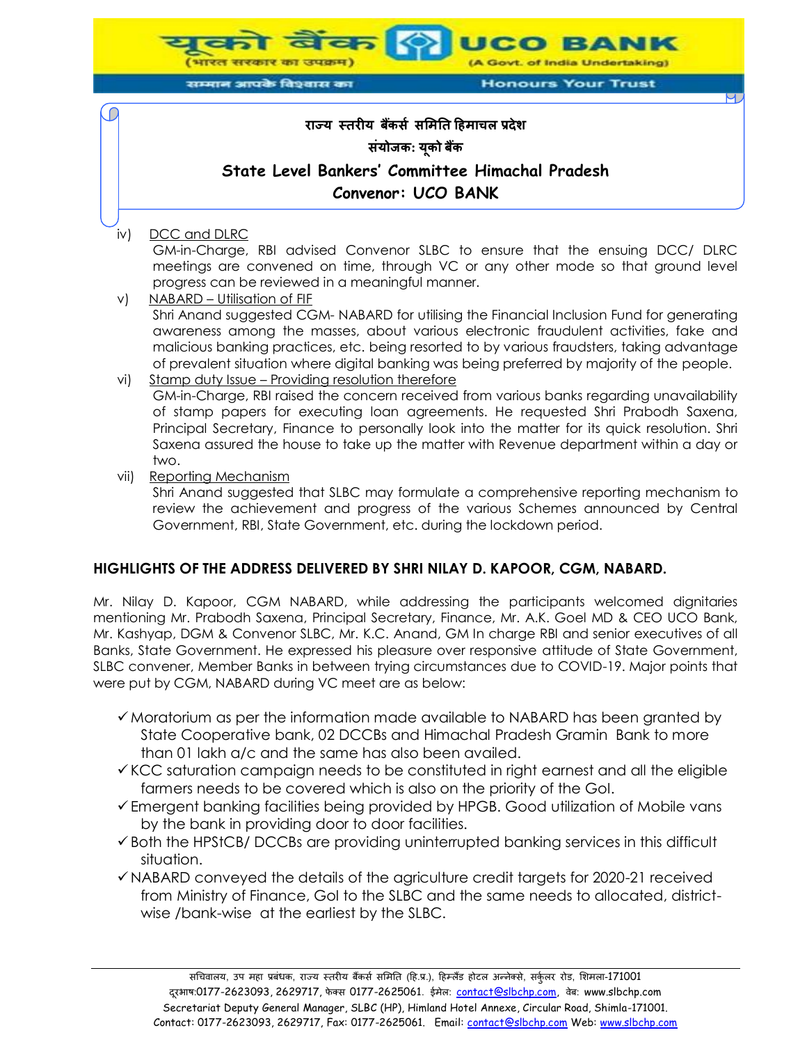iv) DCC and DLRC

GM-in-Charge, RBI advised Convenor SLBC to ensure that the ensuing DCC/ DLRC meetings are convened on time, through VC or any other mode so that ground level progress can be reviewed in a meaningful manner.

v) NABARD – Utilisation of FIF

Shri Anand suggested CGM- NABARD for utilising the Financial Inclusion Fund for generating awareness among the masses, about various electronic fraudulent activities, fake and malicious banking practices, etc. being resorted to by various fraudsters, taking advantage of prevalent situation where digital banking was being preferred by majority of the people.

vi) Stamp duty Issue – Providing resolution therefore

GM-in-Charge, RBI raised the concern received from various banks regarding unavailability of stamp papers for executing loan agreements. He requested Shri Prabodh Saxena, Principal Secretary, Finance to personally look into the matter for its quick resolution. Shri Saxena assured the house to take up the matter with Revenue department within a day or two.

vii) Reporting Mechanism

Shri Anand suggested that SLBC may formulate a comprehensive reporting mechanism to review the achievement and progress of the various Schemes announced by Central Government, RBI, State Government, etc. during the lockdown period.

## HIGHLIGHTS OF THE ADDRESS DELIVERED BY SHRI NILAY D. KAPOOR, CGM, NABARD.

Mr. Nilay D. Kapoor, CGM NABARD, while addressing the participants welcomed dignitaries mentioning Mr. Prabodh Saxena, Principal Secretary, Finance, Mr. A.K. Goel MD & CEO UCO Bank, Mr. Kashyap, DGM & Convenor SLBC, Mr. K.C. Anand, GM In charge RBI and senior executives of all Banks, State Government. He expressed his pleasure over responsive attitude of State Government, SLBC convener, Member Banks in between trying circumstances due to COVID-19. Major points that were put by CGM, NABARD during VC meet are as below:

- ✓ Moratorium as per the information made available to NABARD has been granted by State Cooperative bank, 02 DCCBs and Himachal Pradesh Gramin Bank to more than 01 lakh a/c and the same has also been availed.
- ✓ KCC saturation campaign needs to be constituted in right earnest and all the eligible farmers needs to be covered which is also on the priority of the GoI.
- ✓ Emergent banking facilities being provided by HPGB. Good utilization of Mobile vans by the bank in providing door to door facilities.
- ✓ Both the HPStCB/ DCCBs are providing uninterrupted banking services in this difficult situation.
- ✓ NABARD conveyed the details of the agriculture credit targets for 2020-21 received from Ministry of Finance, GoI to the SLBC and the same needs to allocated, district-wise /bank-wise at the earliest by the SLBC.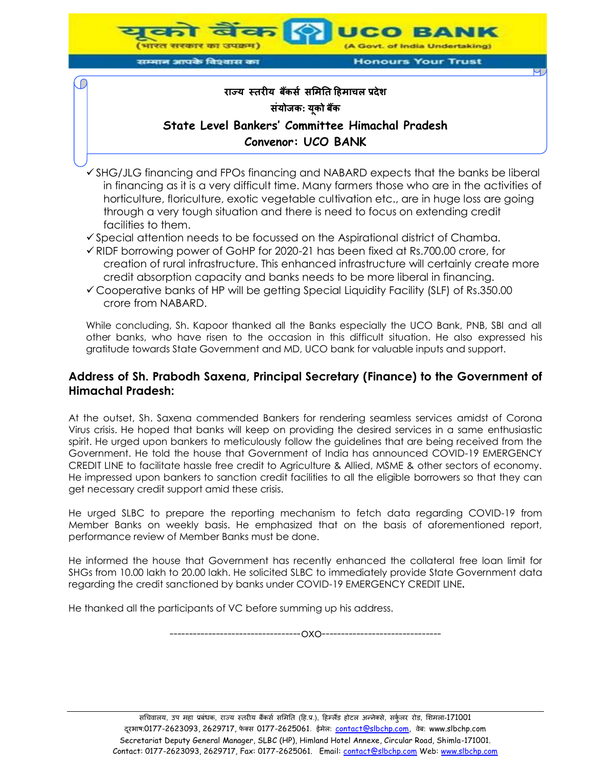- ✓SHG/JLG financing and FPOs financing and NABARD expects that the banks be liberal in financing as it is a very difficult time. Many farmers those who are in the activities of horticulture, floriculture, exotic vegetable cultivation etc., are in huge loss are going through a very tough situation and there is need to focus on extending credit facilities to them.
- ✓Special attention needs to be focussed on the Aspirational district of Chamba.
- ✓RIDF borrowing power of GoHP for 2020-21 has been fixed at Rs.700.00 crore, for creation of rural infrastructure. This enhanced infrastructure will certainly create more credit absorption capacity and banks needs to be more liberal in financing.
- ✓Cooperative banks of HP will be getting Special Liquidity Facility (SLF) of Rs.350.00 crore from NABARD.

While concluding, Sh. Kapoor thanked all the Banks especially the UCO Bank, PNB, SBI and all other banks, who have risen to the occasion in this difficult situation. He also expressed his gratitude towards State Government and MD, UCO bank for valuable inputs and support.

## Address of Sh. Prabodh Saxena, Principal Secretary (Finance) to the Government of Himachal Pradesh:

At the outset, Sh. Saxena commended Bankers for rendering seamless services amidst of Corona Virus crisis. He hoped that banks will keep on providing the desired services in a same enthusiastic spirit. He urged upon bankers to meticulously follow the guidelines that are being received from the Government. He told the house that Government of India has announced COVID-19 EMERGENCY CREDIT LINE to facilitate hassle free credit to Agriculture & Allied, MSME & other sectors of economy. He impressed upon bankers to sanction credit facilities to all the eligible borrowers so that they can get necessary credit support amid these crisis.

He urged SLBC to prepare the reporting mechanism to fetch data regarding COVID-19 from Member Banks on weekly basis. He emphasized that on the basis of aforementioned report, performance review of Member Banks must be done.

He informed the house that Government has recently enhanced the collateral free loan limit for SHGs from 10.00 lakh to 20.00 lakh. He solicited SLBC to immediately provide State Government data regarding the credit sanctioned by banks under COVID-19 EMERGENCY CREDIT LINE**.**

He thanked all the participants of VC before summing up his address.

----------------------------------OXO------------------------------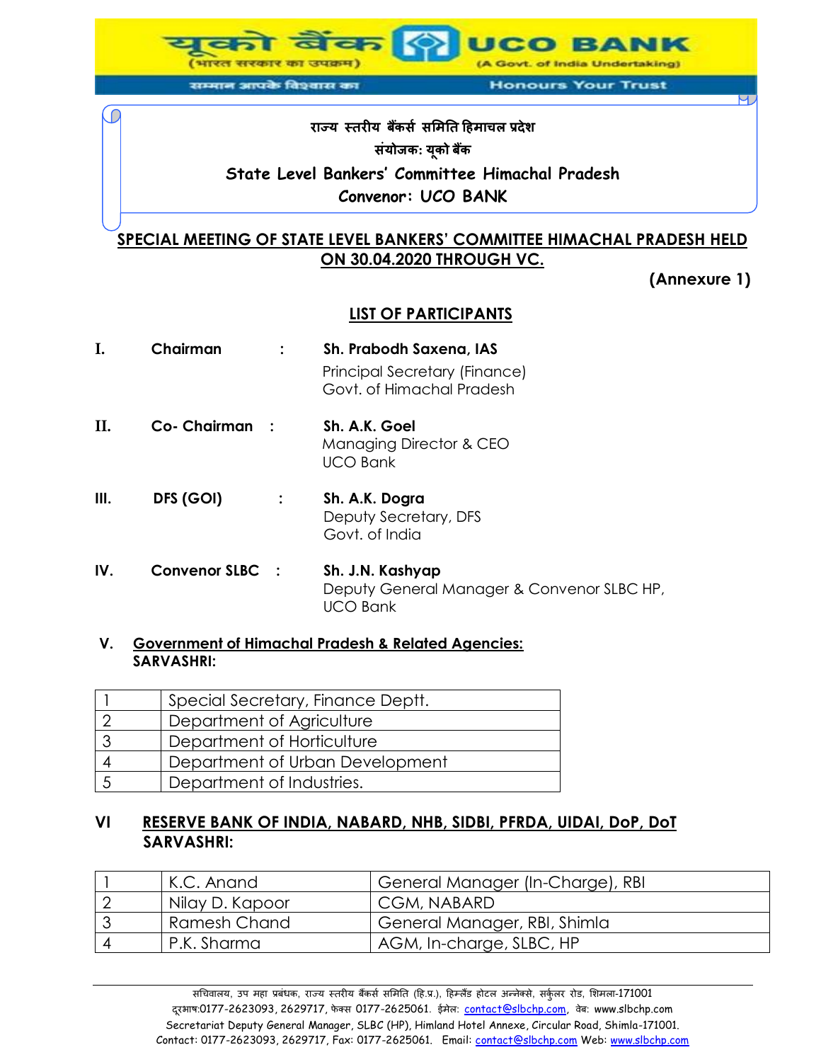राज्य स्तरीय बैंकर्स समिति हिमाचल प्रदेश

संयोजक: यूको बैंक

**State Level Bankers' Committee Himachal Pradesh**

**Convenor: UCO BANK**

## SPECIAL MEETING OF STATE LEVEL BANKERS' COMMITTEE HIMACHAL PRADESH HELD ON 30.04.2020 THROUGH VC.

**(Annexure 1)**

### LIST OF PARTICIPANTS

**I. Chairman :** **Sh. Prabodh Saxena, IAS**
Principal Secretary (Finance)
Govt. of Himachal Pradesh

**II. Co- Chairman :** **Sh. A.K. Goel**
Managing Director & CEO
UCO Bank

**III. DFS (GOI) :** **Sh. A.K. Dogra**
Deputy Secretary, DFS
Govt. of India

**IV. Convenor SLBC :** **Sh. J.N. Kashyap**
Deputy General Manager & Convenor SLBC HP,
UCO Bank

**V. Government of Himachal Pradesh & Related Agencies:**
**SARVASHRI:**

| | |
|---|---|
| 1 | Special Secretary, Finance Deptt. |
| 2 | Department of Agriculture |
| 3 | Department of Horticulture |
| 4 | Department of Urban Development |
| 5 | Department of Industries. |

**VI RESERVE BANK OF INDIA, NABARD, NHB, SIDBI, PFRDA, UIDAI, DoP, DoT**
**SARVASHRI:**

| | | |
|---|---|---|
| 1 | K.C. Anand | General Manager (In-Charge), RBI |
| 2 | Nilay D. Kapoor | CGM, NABARD |
| 3 | Ramesh Chand | General Manager, RBI, Shimla |
| 4 | P.K. Sharma | AGM, In-charge, SLBC, HP |

सचिवालय, उप महा प्रबंधक, राज्य स्तरीय बैंकर्स समिति (हि.प्र.), हिम्लैंड होटल अन्नेक्से, सर्कुलर रोड, शिमला-171001
दूरभाष:0177-2623093, 2629717, फेक्स 0177-2625061. ईमेल: contact@slbchp.com, वेब: www.slbchp.com
Secretariat Deputy General Manager, SLBC (HP), Himland Hotel Annexe, Circular Road, Shimla-171001.
Contact: 0177-2623093, 2629717, Fax: 0177-2625061. Email: contact@slbchp.com Web: www.slbchp.com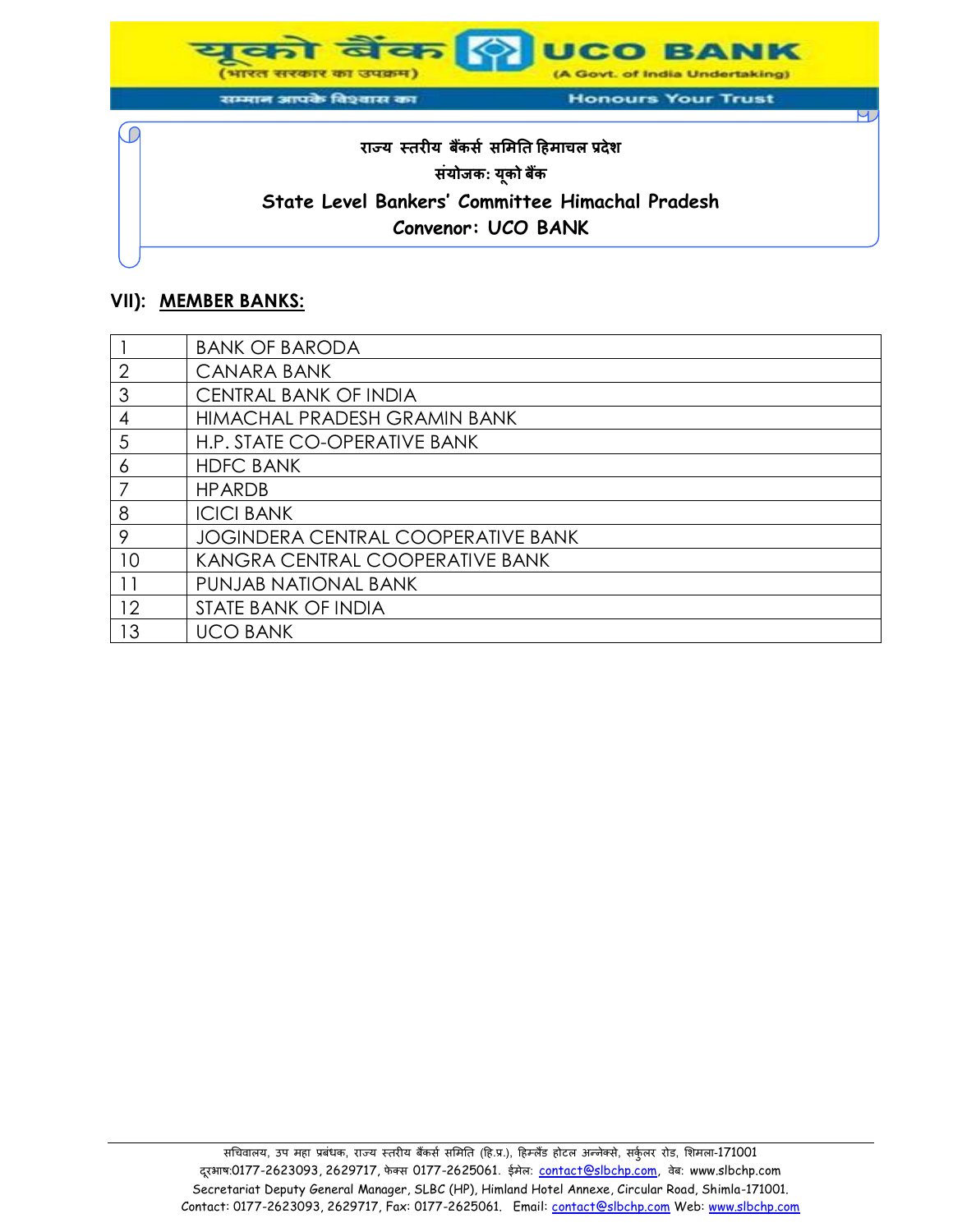राज्य स्तरीय बैंकर्स समिति हिमाचल प्रदेश

संयोजक: यूको बैंक

**State Level Bankers' Committee Himachal Pradesh**

**Convenor: UCO BANK**

## VII): MEMBER BANKS:

| | |
|---|---|
| 1 | BANK OF BARODA |
| 2 | CANARA BANK |
| 3 | CENTRAL BANK OF INDIA |
| 4 | HIMACHAL PRADESH GRAMIN BANK |
| 5 | H.P. STATE CO-OPERATIVE BANK |
| 6 | HDFC BANK |
| 7 | HPARDB |
| 8 | ICICI BANK |
| 9 | JOGINDERA CENTRAL COOPERATIVE BANK |
| 10 | KANGRA CENTRAL COOPERATIVE BANK |
| 11 | PUNJAB NATIONAL BANK |
| 12 | STATE BANK OF INDIA |
| 13 | UCO BANK |